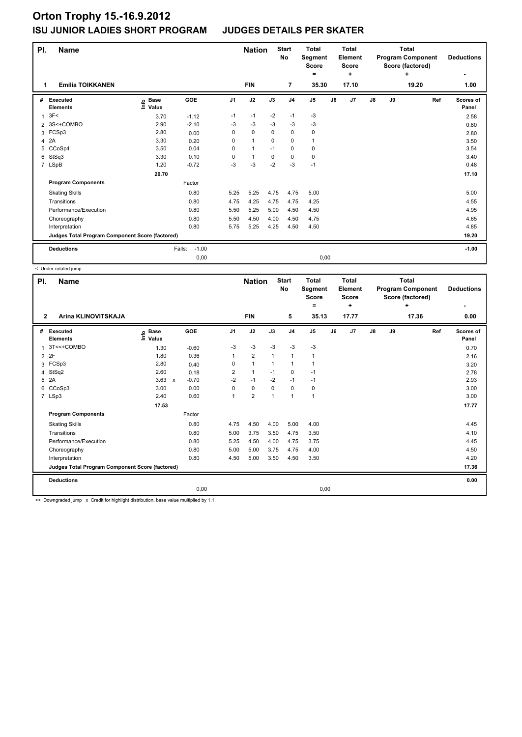# Orton Trophy 15.-16.9.2012

## ISU JUNIOR LADIES SHORT PROGRAM JUDGES DETAILS PER SKATER

| Pl. | Name | Nation | Start No | Total Segment Score = | Total Element Score + | Total Program Component Score (factored) + | Deductions - |
|---|---|---|---|---|---|---|---|
| 1 | Emilia TOIKKANEN | FIN | 7 | 35.30 | 17.10 | 19.20 | 1.00 |

| # | Executed Elements | Info | Base Value | GOE | J1 | J2 | J3 | J4 | J5 | J6 | J7 | J8 | J9 | Ref | Scores of Panel |
|---|---|---|---|---|---|---|---|---|---|---|---|---|---|---|---|
| 1 | 3F< | | 3.70 | -1.12 | -1 | -1 | -2 | -1 | -3 | | | | | | 2.58 |
| 2 | 3S<+COMBO | | 2.90 | -2.10 | -3 | -3 | -3 | -3 | -3 | | | | | | 0.80 |
| 3 | FCSp3 | | 2.80 | 0.00 | 0 | 0 | 0 | 0 | 0 | | | | | | 2.80 |
| 4 | 2A | | 3.30 | 0.20 | 0 | 1 | 0 | 0 | 1 | | | | | | 3.50 |
| 5 | CCoSp4 | | 3.50 | 0.04 | 0 | 1 | -1 | 0 | 0 | | | | | | 3.54 |
| 6 | StSq3 | | 3.30 | 0.10 | 0 | 1 | 0 | 0 | 0 | | | | | | 3.40 |
| 7 | LSpB | | 1.20 | -0.72 | -3 | -3 | -2 | -3 | -1 | | | | | | 0.48 |
| | | | 20.70 | | | | | | | | | | | | 17.10 |
| | **Program Components** | | | Factor | | | | | | | | | | | |
| | Skating Skills | | | 0.80 | 5.25 | 5.25 | 4.75 | 4.75 | 5.00 | | | | | | 5.00 |
| | Transitions | | | 0.80 | 4.75 | 4.25 | 4.75 | 4.75 | 4.25 | | | | | | 4.55 |
| | Performance/Execution | | | 0.80 | 5.50 | 5.25 | 5.00 | 4.50 | 4.50 | | | | | | 4.95 |
| | Choreography | | | 0.80 | 5.50 | 4.50 | 4.00 | 4.50 | 4.75 | | | | | | 4.65 |
| | Interpretation | | | 0.80 | 5.75 | 5.25 | 4.25 | 4.50 | 4.50 | | | | | | 4.85 |
| | **Judges Total Program Component Score (factored)** | | | | | | | | | | | | | | 19.20 |
| | **Deductions** | | | Falls: -1.00 | | | | | | | | | | | -1.00 |
| | | | | 0,00 | | | | | 0,00 | | | | | | |

< Under-rotated jump

| Pl. | Name | Nation | Start No | Total Segment Score = | Total Element Score + | Total Program Component Score (factored) + | Deductions - |
|---|---|---|---|---|---|---|---|
| 2 | Arina KLINOVITSKAJA | FIN | 5 | 35.13 | 17.77 | 17.36 | 0.00 |

| # | Executed Elements | Info | Base Value | GOE | J1 | J2 | J3 | J4 | J5 | J6 | J7 | J8 | J9 | Ref | Scores of Panel |
|---|---|---|---|---|---|---|---|---|---|---|---|---|---|---|---|
| 1 | 3T<<+COMBO | | 1.30 | -0.60 | -3 | -3 | -3 | -3 | -3 | | | | | | 0.70 |
| 2 | 2F | | 1.80 | 0.36 | 1 | 2 | 1 | 1 | 1 | | | | | | 2.16 |
| 3 | FCSp3 | | 2.80 | 0.40 | 0 | 1 | 1 | 1 | 1 | | | | | | 3.20 |
| 4 | StSq2 | | 2.60 | 0.18 | 2 | 1 | -1 | 0 | -1 | | | | | | 2.78 |
| 5 | 2A | | 3.63 x | -0.70 | -2 | -1 | -2 | -1 | -1 | | | | | | 2.93 |
| 6 | CCoSp3 | | 3.00 | 0.00 | 0 | 0 | 0 | 0 | 0 | | | | | | 3.00 |
| 7 | LSp3 | | 2.40 | 0.60 | 1 | 2 | 1 | 1 | 1 | | | | | | 3.00 |
| | | | 17.53 | | | | | | | | | | | | 17.77 |
| | **Program Components** | | | Factor | | | | | | | | | | | |
| | Skating Skills | | | 0.80 | 4.75 | 4.50 | 4.00 | 5.00 | 4.00 | | | | | | 4.45 |
| | Transitions | | | 0.80 | 5.00 | 3.75 | 3.50 | 4.75 | 3.50 | | | | | | 4.10 |
| | Performance/Execution | | | 0.80 | 5.25 | 4.50 | 4.00 | 4.75 | 3.75 | | | | | | 4.45 |
| | Choreography | | | 0.80 | 5.00 | 5.00 | 3.75 | 4.75 | 4.00 | | | | | | 4.50 |
| | Interpretation | | | 0.80 | 4.50 | 5.00 | 3.50 | 4.50 | 3.50 | | | | | | 4.20 |
| | **Judges Total Program Component Score (factored)** | | | | | | | | | | | | | | 17.36 |
| | **Deductions** | | | | | | | | | | | | | | 0.00 |
| | | | | 0,00 | | | | | 0,00 | | | | | | |

<< Downgraded jump x Credit for highlight distribution, base value multiplied by 1.1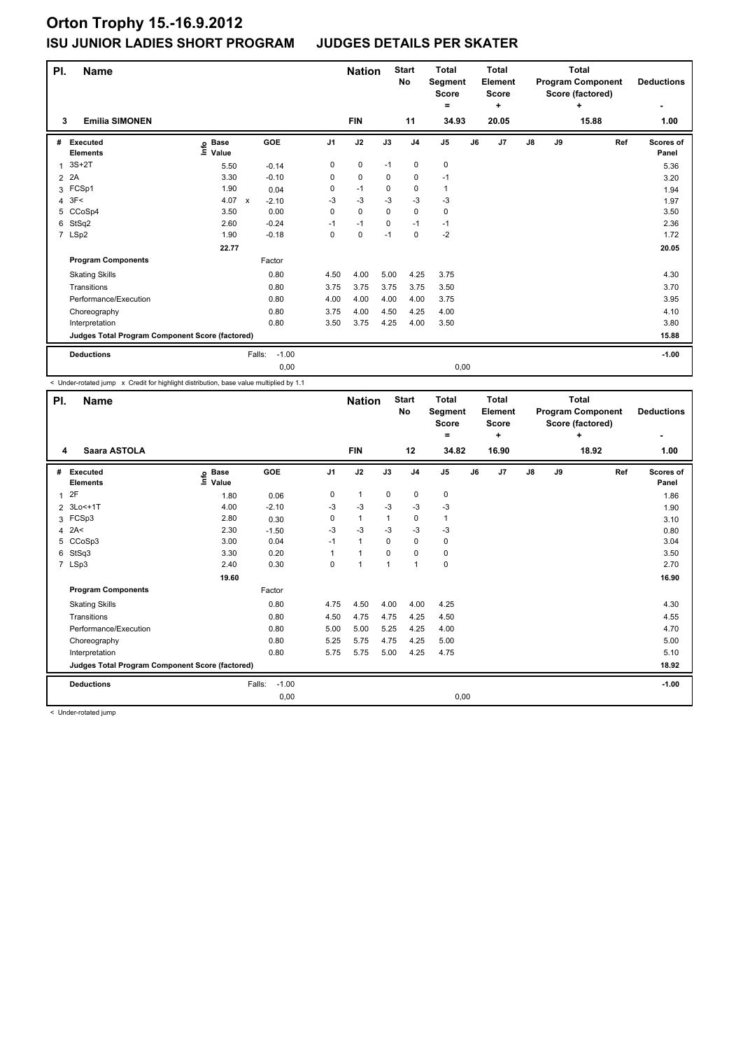# Orton Trophy 15.-16.9.2012

## ISU JUNIOR LADIES SHORT PROGRAM JUDGES DETAILS PER SKATER

| Pl. | Name | Nation | Start No | Total Segment Score = | Total Element Score + | Total Program Component Score (factored) + | Deductions - |
|---|---|---|---|---|---|---|---|
| 3 | Emilia SIMONEN | FIN | 11 | 34.93 | 20.05 | 15.88 | 1.00 |

| # | Executed Elements | Info | Base Value | GOE | J1 | J2 | J3 | J4 | J5 | J6 | J7 | J8 | J9 | Ref | Scores of Panel |
|---|---|---|---|---|---|---|---|---|---|---|---|---|---|---|---|
| 1 | 3S+2T | | 5.50 | -0.14 | 0 | 0 | -1 | 0 | 0 | | | | | | 5.36 |
| 2 | 2A | | 3.30 | -0.10 | 0 | 0 | 0 | 0 | -1 | | | | | | 3.20 |
| 3 | FCSp1 | | 1.90 | 0.04 | 0 | -1 | 0 | 0 | 1 | | | | | | 1.94 |
| 4 | 3F< | | 4.07 x | -2.10 | -3 | -3 | -3 | -3 | -3 | | | | | | 1.97 |
| 5 | CCoSp4 | | 3.50 | 0.00 | 0 | 0 | 0 | 0 | 0 | | | | | | 3.50 |
| 6 | StSq2 | | 2.60 | -0.24 | -1 | -1 | 0 | -1 | -1 | | | | | | 2.36 |
| 7 | LSp2 | | 1.90 | -0.18 | 0 | 0 | -1 | 0 | -2 | | | | | | 1.72 |
| | | | 22.77 | | | | | | | | | | | | 20.05 |

| Program Components | Factor | J1 | J2 | J3 | J4 | J5 | J6 | J7 | J8 | J9 | Ref | |
|---|---|---|---|---|---|---|---|---|---|---|---|---|
| Skating Skills | 0.80 | 4.50 | 4.00 | 5.00 | 4.25 | 3.75 | | | | | | 4.30 |
| Transitions | 0.80 | 3.75 | 3.75 | 3.75 | 3.75 | 3.50 | | | | | | 3.70 |
| Performance/Execution | 0.80 | 4.00 | 4.00 | 4.00 | 4.00 | 3.75 | | | | | | 3.95 |
| Choreography | 0.80 | 3.75 | 4.00 | 4.50 | 4.25 | 4.00 | | | | | | 4.10 |
| Interpretation | 0.80 | 3.50 | 3.75 | 4.25 | 4.00 | 3.50 | | | | | | 3.80 |
| Judges Total Program Component Score (factored) | | | | | | | | | | | | 15.88 |

| Deductions | Falls: | -1.00 | | -1.00 |
|---|---|---|---|---|
| | | 0,00 | 0,00 | |

< Under-rotated jump x Credit for highlight distribution, base value multiplied by 1.1

| Pl. | Name | Nation | Start No | Total Segment Score = | Total Element Score + | Total Program Component Score (factored) + | Deductions - |
|---|---|---|---|---|---|---|---|
| 4 | Saara ASTOLA | FIN | 12 | 34.82 | 16.90 | 18.92 | 1.00 |

| # | Executed Elements | Info | Base Value | GOE | J1 | J2 | J3 | J4 | J5 | J6 | J7 | J8 | J9 | Ref | Scores of Panel |
|---|---|---|---|---|---|---|---|---|---|---|---|---|---|---|---|
| 1 | 2F | | 1.80 | 0.06 | 0 | 1 | 0 | 0 | 0 | | | | | | 1.86 |
| 2 | 3Lo<+1T | | 4.00 | -2.10 | -3 | -3 | -3 | -3 | -3 | | | | | | 1.90 |
| 3 | FCSp3 | | 2.80 | 0.30 | 0 | 1 | 1 | 0 | 1 | | | | | | 3.10 |
| 4 | 2A< | | 2.30 | -1.50 | -3 | -3 | -3 | -3 | -3 | | | | | | 0.80 |
| 5 | CCoSp3 | | 3.00 | 0.04 | -1 | 1 | 0 | 0 | 0 | | | | | | 3.04 |
| 6 | StSq3 | | 3.30 | 0.20 | 1 | 1 | 0 | 0 | 0 | | | | | | 3.50 |
| 7 | LSp3 | | 2.40 | 0.30 | 0 | 1 | 1 | 1 | 0 | | | | | | 2.70 |
| | | | 19.60 | | | | | | | | | | | | 16.90 |

| Program Components | Factor | J1 | J2 | J3 | J4 | J5 | J6 | J7 | J8 | J9 | Ref | |
|---|---|---|---|---|---|---|---|---|---|---|---|---|
| Skating Skills | 0.80 | 4.75 | 4.50 | 4.00 | 4.00 | 4.25 | | | | | | 4.30 |
| Transitions | 0.80 | 4.50 | 4.75 | 4.75 | 4.25 | 4.50 | | | | | | 4.55 |
| Performance/Execution | 0.80 | 5.00 | 5.00 | 5.25 | 4.25 | 4.00 | | | | | | 4.70 |
| Choreography | 0.80 | 5.25 | 5.75 | 4.75 | 4.25 | 5.00 | | | | | | 5.00 |
| Interpretation | 0.80 | 5.75 | 5.75 | 5.00 | 4.25 | 4.75 | | | | | | 5.10 |
| Judges Total Program Component Score (factored) | | | | | | | | | | | | 18.92 |

| Deductions | Falls: | -1.00 | | -1.00 |
|---|---|---|---|---|
| | | 0,00 | 0,00 | |

< Under-rotated jump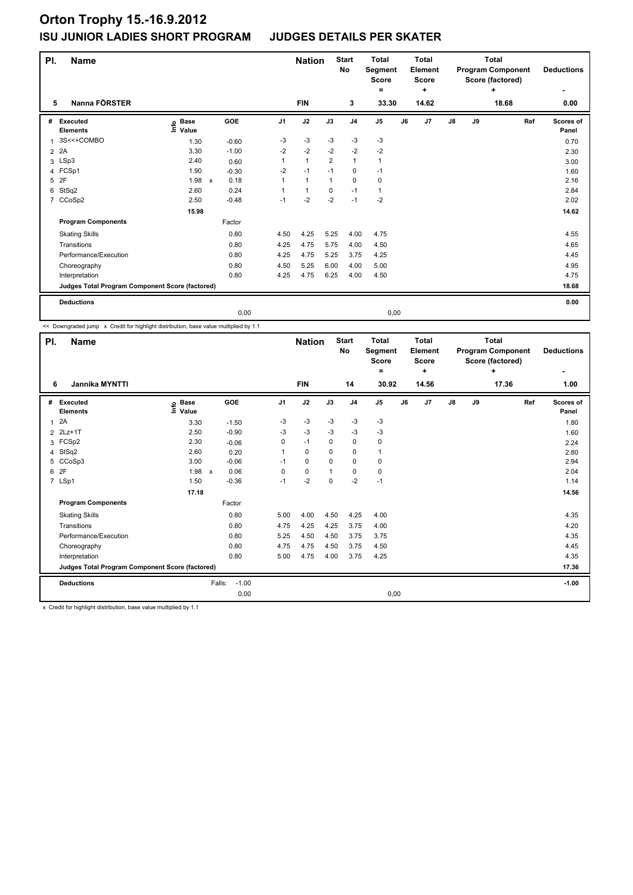# Orton Trophy 15.-16.9.2012

## ISU JUNIOR LADIES SHORT PROGRAM JUDGES DETAILS PER SKATER

| Pl. | Name | Nation | Start No | Total Segment Score = | Total Element Score + | Total Program Component Score (factored) + | Deductions - |
|---|---|---|---|---|---|---|---|
| 5 | Nanna FÖRSTER | FIN | 3 | 33.30 | 14.62 | 18.68 | 0.00 |

| # | Executed Elements | Info | Base Value | | GOE | J1 | J2 | J3 | J4 | J5 | J6 | J7 | J8 | J9 | Ref | Scores of Panel |
|---|---|---|---|---|---|---|---|---|---|---|---|---|---|---|---|---|
| 1 | 3S<<+COMBO | | 1.30 | | -0.60 | -3 | -3 | -3 | -3 | -3 | | | | | | 0.70 |
| 2 | 2A | | 3.30 | | -1.00 | -2 | -2 | -2 | -2 | -2 | | | | | | 2.30 |
| 3 | LSp3 | | 2.40 | | 0.60 | 1 | 1 | 2 | 1 | 1 | | | | | | 3.00 |
| 4 | FCSp1 | | 1.90 | | -0.30 | -2 | -1 | -1 | 0 | -1 | | | | | | 1.60 |
| 5 | 2F | | 1.98 | x | 0.18 | 1 | 1 | 1 | 0 | 0 | | | | | | 2.16 |
| 6 | StSq2 | | 2.60 | | 0.24 | 1 | 1 | 0 | -1 | 1 | | | | | | 2.84 |
| 7 | CCoSp2 | | 2.50 | | -0.48 | -1 | -2 | -2 | -1 | -2 | | | | | | 2.02 |
| | | | 15.98 | | | | | | | | | | | | | 14.62 |
| | **Program Components** | | | | Factor | | | | | | | | | | | |
| | Skating Skills | | | | 0.80 | 4.50 | 4.25 | 5.25 | 4.00 | 4.75 | | | | | | 4.55 |
| | Transitions | | | | 0.80 | 4.25 | 4.75 | 5.75 | 4.00 | 4.50 | | | | | | 4.65 |
| | Performance/Execution | | | | 0.80 | 4.25 | 4.75 | 5.25 | 3.75 | 4.25 | | | | | | 4.45 |
| | Choreography | | | | 0.80 | 4.50 | 5.25 | 6.00 | 4.00 | 5.00 | | | | | | 4.95 |
| | Interpretation | | | | 0.80 | 4.25 | 4.75 | 6.25 | 4.00 | 4.50 | | | | | | 4.75 |
| | **Judges Total Program Component Score (factored)** | | | | | | | | | | | | | | | 18.68 |
| | **Deductions** | | | | | | | | | | | | | | | 0.00 |
| | | | | | 0,00 | | | | | 0,00 | | | | | | |

<< Downgraded jump x Credit for highlight distribution, base value multiplied by 1.1

| Pl. | Name | Nation | Start No | Total Segment Score = | Total Element Score + | Total Program Component Score (factored) + | Deductions - |
|---|---|---|---|---|---|---|---|
| 6 | Jannika MYNTTI | FIN | 14 | 30.92 | 14.56 | 17.36 | 1.00 |

| # | Executed Elements | Info | Base Value | | GOE | J1 | J2 | J3 | J4 | J5 | J6 | J7 | J8 | J9 | Ref | Scores of Panel |
|---|---|---|---|---|---|---|---|---|---|---|---|---|---|---|---|---|
| 1 | 2A | | 3.30 | | -1.50 | -3 | -3 | -3 | -3 | -3 | | | | | | 1.80 |
| 2 | 2Lz+1T | | 2.50 | | -0.90 | -3 | -3 | -3 | -3 | -3 | | | | | | 1.60 |
| 3 | FCSp2 | | 2.30 | | -0.06 | 0 | -1 | 0 | 0 | 0 | | | | | | 2.24 |
| 4 | StSq2 | | 2.60 | | 0.20 | 1 | 0 | 0 | 0 | 1 | | | | | | 2.80 |
| 5 | CCoSp3 | | 3.00 | | -0.06 | -1 | 0 | 0 | 0 | 0 | | | | | | 2.94 |
| 6 | 2F | | 1.98 | x | 0.06 | 0 | 0 | 1 | 0 | 0 | | | | | | 2.04 |
| 7 | LSp1 | | 1.50 | | -0.36 | -1 | -2 | 0 | -2 | -1 | | | | | | 1.14 |
| | | | 17.18 | | | | | | | | | | | | | 14.56 |
| | **Program Components** | | | | Factor | | | | | | | | | | | |
| | Skating Skills | | | | 0.80 | 5.00 | 4.00 | 4.50 | 4.25 | 4.00 | | | | | | 4.35 |
| | Transitions | | | | 0.80 | 4.75 | 4.25 | 4.25 | 3.75 | 4.00 | | | | | | 4.20 |
| | Performance/Execution | | | | 0.80 | 5.25 | 4.50 | 4.50 | 3.75 | 3.75 | | | | | | 4.35 |
| | Choreography | | | | 0.80 | 4.75 | 4.75 | 4.50 | 3.75 | 4.50 | | | | | | 4.45 |
| | Interpretation | | | | 0.80 | 5.00 | 4.75 | 4.00 | 3.75 | 4.25 | | | | | | 4.35 |
| | **Judges Total Program Component Score (factored)** | | | | | | | | | | | | | | | 17.36 |
| | **Deductions** | | Falls: | | -1.00 | | | | | | | | | | | -1.00 |
| | | | | | 0,00 | | | | | 0,00 | | | | | | |

x Credit for highlight distribution, base value multiplied by 1.1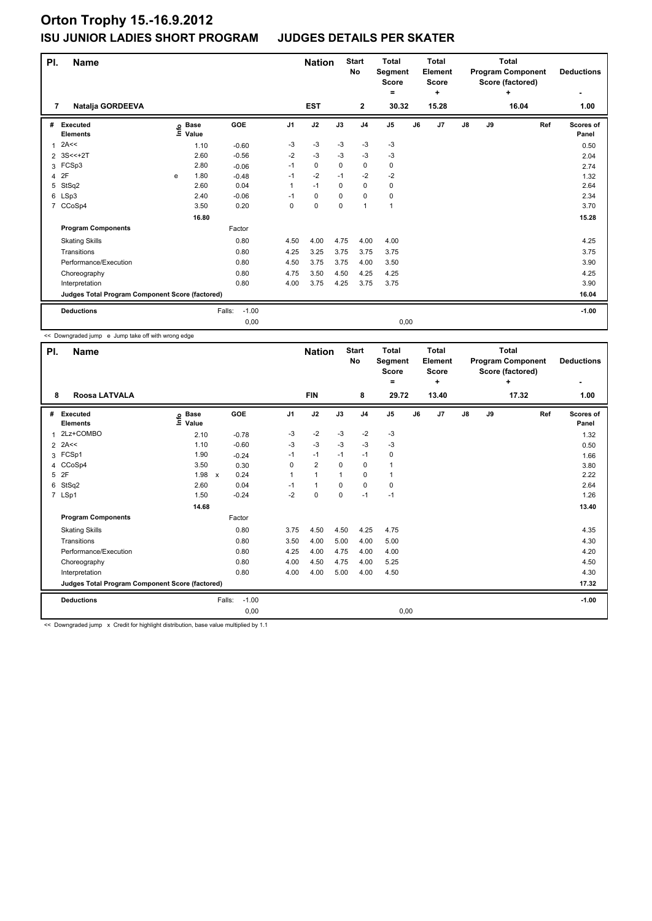# Orton Trophy 15.-16.9.2012

## ISU JUNIOR LADIES SHORT PROGRAM JUDGES DETAILS PER SKATER

| Pl. | Name | Nation | Start No | Total Segment Score = | Total Element Score + | Total Program Component Score (factored) + | Deductions - |
|---|---|---|---|---|---|---|---|
| 7 | Natalja GORDEEVA | EST | 2 | 30.32 | 15.28 | 16.04 | 1.00 |

| # | Executed Elements | Info | Base Value | GOE | J1 | J2 | J3 | J4 | J5 | J6 | J7 | J8 | J9 | Ref | Scores of Panel |
|---|---|---|---|---|---|---|---|---|---|---|---|---|---|---|---|
| 1 | 2A<< | | 1.10 | -0.60 | -3 | -3 | -3 | -3 | -3 | | | | | | 0.50 |
| 2 | 3S<<+2T | | 2.60 | -0.56 | -2 | -3 | -3 | -3 | -3 | | | | | | 2.04 |
| 3 | FCSp3 | | 2.80 | -0.06 | -1 | 0 | 0 | 0 | 0 | | | | | | 2.74 |
| 4 | 2F | e | 1.80 | -0.48 | -1 | -2 | -1 | -2 | -2 | | | | | | 1.32 |
| 5 | StSq2 | | 2.60 | 0.04 | 1 | -1 | 0 | 0 | 0 | | | | | | 2.64 |
| 6 | LSp3 | | 2.40 | -0.06 | -1 | 0 | 0 | 0 | 0 | | | | | | 2.34 |
| 7 | CCoSp4 | | 3.50 | 0.20 | 0 | 0 | 0 | 1 | 1 | | | | | | 3.70 |
| | | | 16.80 | | | | | | | | | | | | 15.28 |
| | **Program Components** | | | Factor | | | | | | | | | | | |
| | Skating Skills | | | 0.80 | 4.50 | 4.00 | 4.75 | 4.00 | 4.00 | | | | | | 4.25 |
| | Transitions | | | 0.80 | 4.25 | 3.25 | 3.75 | 3.75 | 3.75 | | | | | | 3.75 |
| | Performance/Execution | | | 0.80 | 4.50 | 3.75 | 3.75 | 4.00 | 3.50 | | | | | | 3.90 |
| | Choreography | | | 0.80 | 4.75 | 3.50 | 4.50 | 4.25 | 4.25 | | | | | | 4.25 |
| | Interpretation | | | 0.80 | 4.00 | 3.75 | 4.25 | 3.75 | 3.75 | | | | | | 3.90 |
| | Judges Total Program Component Score (factored) | | | | | | | | | | | | | | 16.04 |
| | **Deductions** | | | Falls: -1.00 | | | | | | | | | | | -1.00 |
| | | | | 0,00 | | | | | 0,00 | | | | | | |

<< Downgraded jump e Jump take off with wrong edge

| Pl. | Name | Nation | Start No | Total Segment Score = | Total Element Score + | Total Program Component Score (factored) + | Deductions - |
|---|---|---|---|---|---|---|---|
| 8 | Roosa LATVALA | FIN | 8 | 29.72 | 13.40 | 17.32 | 1.00 |

| # | Executed Elements | Info | Base Value | GOE | J1 | J2 | J3 | J4 | J5 | J6 | J7 | J8 | J9 | Ref | Scores of Panel |
|---|---|---|---|---|---|---|---|---|---|---|---|---|---|---|---|
| 1 | 2Lz+COMBO | | 2.10 | -0.78 | -3 | -2 | -3 | -2 | -3 | | | | | | 1.32 |
| 2 | 2A<< | | 1.10 | -0.60 | -3 | -3 | -3 | -3 | -3 | | | | | | 0.50 |
| 3 | FCSp1 | | 1.90 | -0.24 | -1 | -1 | -1 | -1 | 0 | | | | | | 1.66 |
| 4 | CCoSp4 | | 3.50 | 0.30 | 0 | 2 | 0 | 0 | 1 | | | | | | 3.80 |
| 5 | 2F | | 1.98 x | 0.24 | 1 | 1 | 1 | 0 | 1 | | | | | | 2.22 |
| 6 | StSq2 | | 2.60 | 0.04 | -1 | 1 | 0 | 0 | 0 | | | | | | 2.64 |
| 7 | LSp1 | | 1.50 | -0.24 | -2 | 0 | 0 | -1 | -1 | | | | | | 1.26 |
| | | | 14.68 | | | | | | | | | | | | 13.40 |
| | **Program Components** | | | Factor | | | | | | | | | | | |
| | Skating Skills | | | 0.80 | 3.75 | 4.50 | 4.50 | 4.25 | 4.75 | | | | | | 4.35 |
| | Transitions | | | 0.80 | 3.50 | 4.00 | 5.00 | 4.00 | 5.00 | | | | | | 4.30 |
| | Performance/Execution | | | 0.80 | 4.25 | 4.00 | 4.75 | 4.00 | 4.00 | | | | | | 4.20 |
| | Choreography | | | 0.80 | 4.00 | 4.50 | 4.75 | 4.00 | 5.25 | | | | | | 4.50 |
| | Interpretation | | | 0.80 | 4.00 | 4.00 | 5.00 | 4.00 | 4.50 | | | | | | 4.30 |
| | Judges Total Program Component Score (factored) | | | | | | | | | | | | | | 17.32 |
| | **Deductions** | | | Falls: -1.00 | | | | | | | | | | | -1.00 |
| | | | | 0,00 | | | | | 0,00 | | | | | | |

<< Downgraded jump x Credit for highlight distribution, base value multiplied by 1.1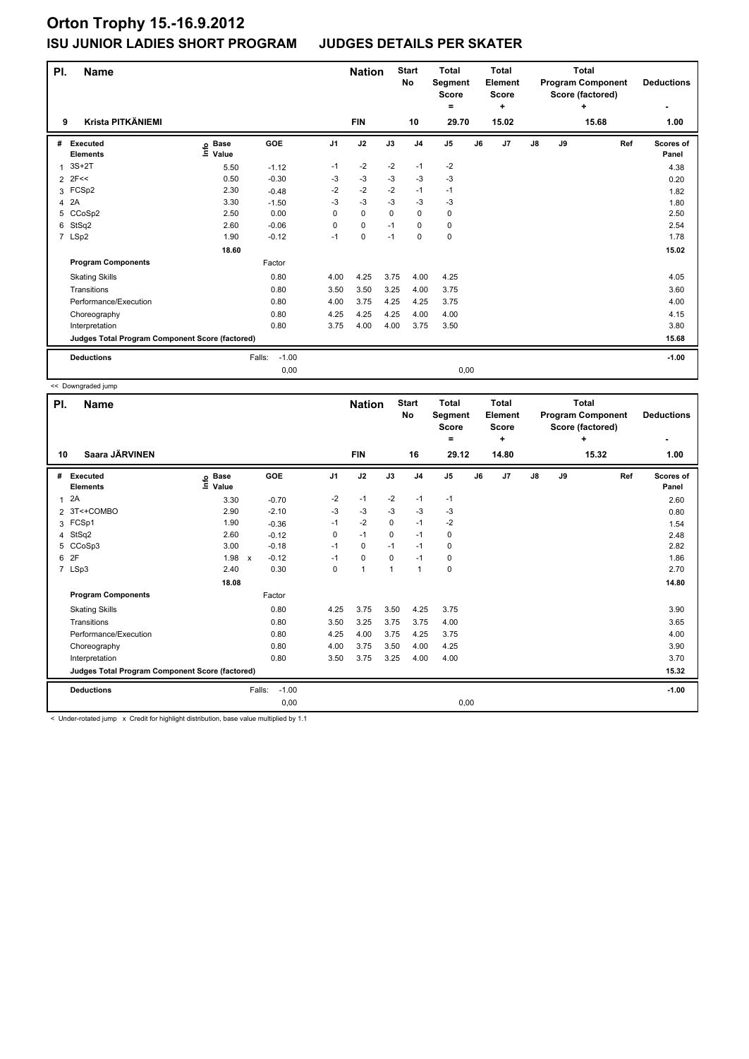# Orton Trophy 15.-16.9.2012

## ISU JUNIOR LADIES SHORT PROGRAM JUDGES DETAILS PER SKATER

| Pl. | Name | Nation | Start No | Total Segment Score = | Total Element Score + | Total Program Component Score (factored) + | Deductions - |
|---|---|---|---|---|---|---|---|
| 9 | Krista PITKÄNIEMI | FIN | 10 | 29.70 | 15.02 | 15.68 | 1.00 |

| # | Executed Elements | Info | Base Value | GOE | J1 | J2 | J3 | J4 | J5 | J6 | J7 | J8 | J9 | Ref | Scores of Panel |
|---|---|---|---|---|---|---|---|---|---|---|---|---|---|---|---|
| 1 | 3S+2T | | 5.50 | -1.12 | -1 | -2 | -2 | -1 | -2 | | | | | | 4.38 |
| 2 | 2F<< | | 0.50 | -0.30 | -3 | -3 | -3 | -3 | -3 | | | | | | 0.20 |
| 3 | FCSp2 | | 2.30 | -0.48 | -2 | -2 | -2 | -1 | -1 | | | | | | 1.82 |
| 4 | 2A | | 3.30 | -1.50 | -3 | -3 | -3 | -3 | -3 | | | | | | 1.80 |
| 5 | CCoSp2 | | 2.50 | 0.00 | 0 | 0 | 0 | 0 | 0 | | | | | | 2.50 |
| 6 | StSq2 | | 2.60 | -0.06 | 0 | 0 | -1 | 0 | 0 | | | | | | 2.54 |
| 7 | LSp2 | | 1.90 | -0.12 | -1 | 0 | -1 | 0 | 0 | | | | | | 1.78 |
| | | | 18.60 | | | | | | | | | | | | 15.02 |
| | **Program Components** | | | Factor | | | | | | | | | | | |
| | Skating Skills | | | 0.80 | 4.00 | 4.25 | 3.75 | 4.00 | 4.25 | | | | | | 4.05 |
| | Transitions | | | 0.80 | 3.50 | 3.50 | 3.25 | 4.00 | 3.75 | | | | | | 3.60 |
| | Performance/Execution | | | 0.80 | 4.00 | 3.75 | 4.25 | 4.25 | 3.75 | | | | | | 4.00 |
| | Choreography | | | 0.80 | 4.25 | 4.25 | 4.25 | 4.00 | 4.00 | | | | | | 4.15 |
| | Interpretation | | | 0.80 | 3.75 | 4.00 | 4.00 | 3.75 | 3.50 | | | | | | 3.80 |
| | **Judges Total Program Component Score (factored)** | | | | | | | | | | | | | | 15.68 |
| | **Deductions** | | Falls: | -1.00 | | | | | | | | | | | -1.00 |
| | | | | 0,00 | | | | | 0,00 | | | | | | |

<< Downgraded jump

| Pl. | Name | Nation | Start No | Total Segment Score = | Total Element Score + | Total Program Component Score (factored) + | Deductions - |
|---|---|---|---|---|---|---|---|
| 10 | Saara JÄRVINEN | FIN | 16 | 29.12 | 14.80 | 15.32 | 1.00 |

| # | Executed Elements | Info | Base Value | GOE | J1 | J2 | J3 | J4 | J5 | J6 | J7 | J8 | J9 | Ref | Scores of Panel |
|---|---|---|---|---|---|---|---|---|---|---|---|---|---|---|---|
| 1 | 2A | | 3.30 | -0.70 | -2 | -1 | -2 | -1 | -1 | | | | | | 2.60 |
| 2 | 3T<+COMBO | | 2.90 | -2.10 | -3 | -3 | -3 | -3 | -3 | | | | | | 0.80 |
| 3 | FCSp1 | | 1.90 | -0.36 | -1 | -2 | 0 | -1 | -2 | | | | | | 1.54 |
| 4 | StSq2 | | 2.60 | -0.12 | 0 | -1 | 0 | -1 | 0 | | | | | | 2.48 |
| 5 | CCoSp3 | | 3.00 | -0.18 | -1 | 0 | -1 | -1 | 0 | | | | | | 2.82 |
| 6 | 2F | | 1.98 x | -0.12 | -1 | 0 | 0 | -1 | 0 | | | | | | 1.86 |
| 7 | LSp3 | | 2.40 | 0.30 | 0 | 1 | 1 | 1 | 0 | | | | | | 2.70 |
| | | | 18.08 | | | | | | | | | | | | 14.80 |
| | **Program Components** | | | Factor | | | | | | | | | | | |
| | Skating Skills | | | 0.80 | 4.25 | 3.75 | 3.50 | 4.25 | 3.75 | | | | | | 3.90 |
| | Transitions | | | 0.80 | 3.50 | 3.25 | 3.75 | 3.75 | 4.00 | | | | | | 3.65 |
| | Performance/Execution | | | 0.80 | 4.25 | 4.00 | 3.75 | 4.25 | 3.75 | | | | | | 4.00 |
| | Choreography | | | 0.80 | 4.00 | 3.75 | 3.50 | 4.00 | 4.25 | | | | | | 3.90 |
| | Interpretation | | | 0.80 | 3.50 | 3.75 | 3.25 | 4.00 | 4.00 | | | | | | 3.70 |
| | **Judges Total Program Component Score (factored)** | | | | | | | | | | | | | | 15.32 |
| | **Deductions** | | Falls: | -1.00 | | | | | | | | | | | -1.00 |
| | | | | 0,00 | | | | | 0,00 | | | | | | |

< Under-rotated jump x Credit for highlight distribution, base value multiplied by 1.1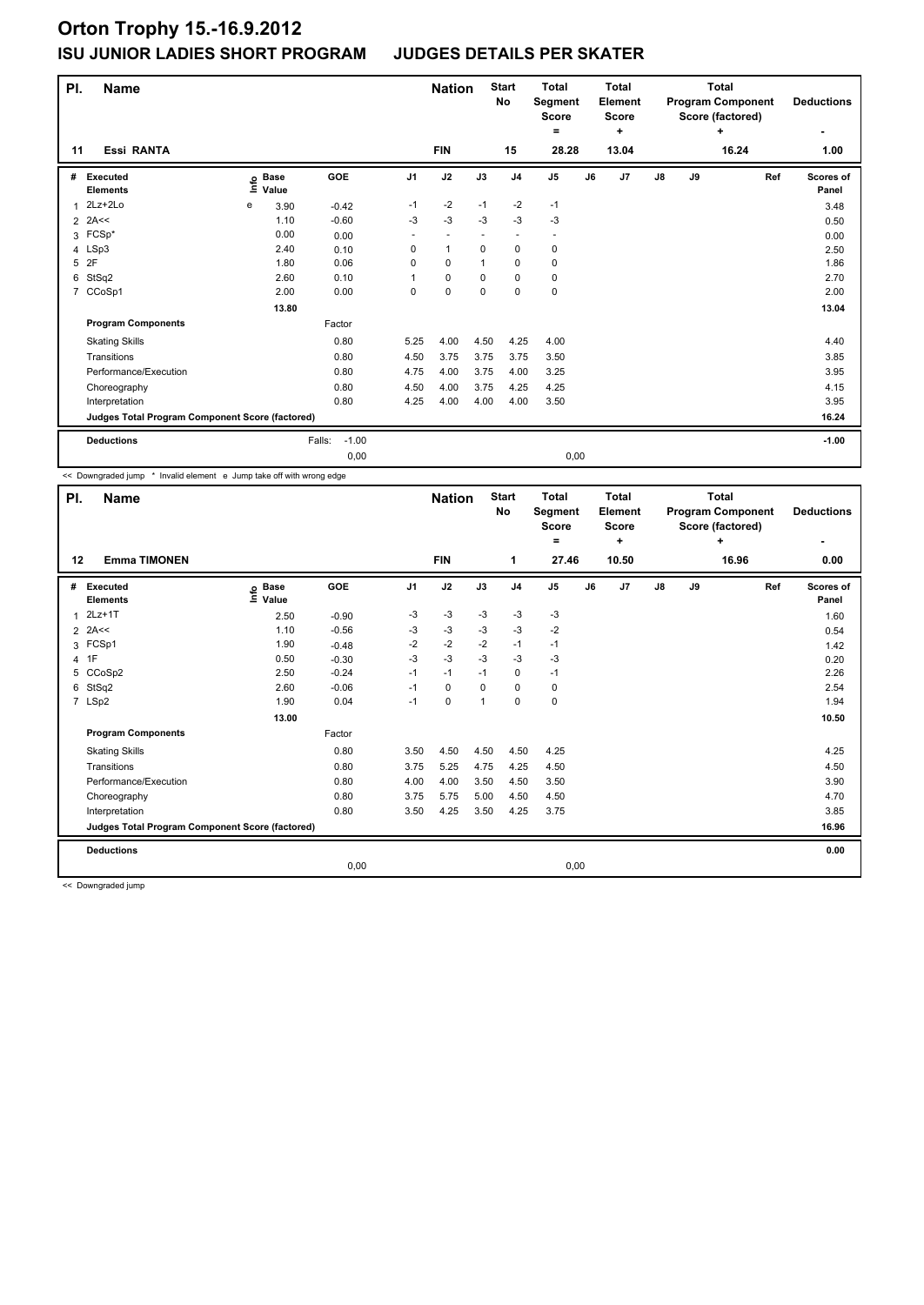# Orton Trophy 15.-16.9.2012

## ISU JUNIOR LADIES SHORT PROGRAM JUDGES DETAILS PER SKATER

| Pl. | Name | Nation | Start No | Total Segment Score = | Total Element Score + | Total Program Component Score (factored) + | Deductions - |
|---|---|---|---|---|---|---|---|
| 11 | Essi RANTA | FIN | 15 | 28.28 | 13.04 | 16.24 | 1.00 |

| # | Executed Elements | Info | Base Value | GOE | J1 | J2 | J3 | J4 | J5 | J6 | J7 | J8 | J9 | Ref | Scores of Panel |
|---|---|---|---|---|---|---|---|---|---|---|---|---|---|---|---|
| 1 | 2Lz+2Lo | e | 3.90 | -0.42 | -1 | -2 | -1 | -2 | -1 | | | | | | 3.48 |
| 2 | 2A<< | | 1.10 | -0.60 | -3 | -3 | -3 | -3 | -3 | | | | | | 0.50 |
| 3 | FCSp* | | 0.00 | 0.00 | - | - | - | - | - | | | | | | 0.00 |
| 4 | LSp3 | | 2.40 | 0.10 | 0 | 1 | 0 | 0 | 0 | | | | | | 2.50 |
| 5 | 2F | | 1.80 | 0.06 | 0 | 0 | 1 | 0 | 0 | | | | | | 1.86 |
| 6 | StSq2 | | 2.60 | 0.10 | 1 | 0 | 0 | 0 | 0 | | | | | | 2.70 |
| 7 | CCoSp1 | | 2.00 | 0.00 | 0 | 0 | 0 | 0 | 0 | | | | | | 2.00 |
| | | | 13.80 | | | | | | | | | | | | 13.04 |
| | **Program Components** | | | Factor | | | | | | | | | | | |
| | Skating Skills | | | 0.80 | 5.25 | 4.00 | 4.50 | 4.25 | 4.00 | | | | | | 4.40 |
| | Transitions | | | 0.80 | 4.50 | 3.75 | 3.75 | 3.75 | 3.50 | | | | | | 3.85 |
| | Performance/Execution | | | 0.80 | 4.75 | 4.00 | 3.75 | 4.00 | 3.25 | | | | | | 3.95 |
| | Choreography | | | 0.80 | 4.50 | 4.00 | 3.75 | 4.25 | 4.25 | | | | | | 4.15 |
| | Interpretation | | | 0.80 | 4.25 | 4.00 | 4.00 | 4.00 | 3.50 | | | | | | 3.95 |
| | **Judges Total Program Component Score (factored)** | | | | | | | | | | | | | | 16.24 |
| | **Deductions** | | | Falls: -1.00 | | | | | | | | | | | -1.00 |
| | | | | 0,00 | | | | | 0,00 | | | | | | |

<< Downgraded jump * Invalid element e Jump take off with wrong edge

| Pl. | Name | Nation | Start No | Total Segment Score = | Total Element Score + | Total Program Component Score (factored) + | Deductions - |
|---|---|---|---|---|---|---|---|
| 12 | Emma TIMONEN | FIN | 1 | 27.46 | 10.50 | 16.96 | 0.00 |

| # | Executed Elements | Info | Base Value | GOE | J1 | J2 | J3 | J4 | J5 | J6 | J7 | J8 | J9 | Ref | Scores of Panel |
|---|---|---|---|---|---|---|---|---|---|---|---|---|---|---|---|
| 1 | 2Lz+1T | | 2.50 | -0.90 | -3 | -3 | -3 | -3 | -3 | | | | | | 1.60 |
| 2 | 2A<< | | 1.10 | -0.56 | -3 | -3 | -3 | -3 | -2 | | | | | | 0.54 |
| 3 | FCSp1 | | 1.90 | -0.48 | -2 | -2 | -2 | -1 | -1 | | | | | | 1.42 |
| 4 | 1F | | 0.50 | -0.30 | -3 | -3 | -3 | -3 | -3 | | | | | | 0.20 |
| 5 | CCoSp2 | | 2.50 | -0.24 | -1 | -1 | -1 | 0 | -1 | | | | | | 2.26 |
| 6 | StSq2 | | 2.60 | -0.06 | -1 | 0 | 0 | 0 | 0 | | | | | | 2.54 |
| 7 | LSp2 | | 1.90 | 0.04 | -1 | 0 | 1 | 0 | 0 | | | | | | 1.94 |
| | | | 13.00 | | | | | | | | | | | | 10.50 |
| | **Program Components** | | | Factor | | | | | | | | | | | |
| | Skating Skills | | | 0.80 | 3.50 | 4.50 | 4.50 | 4.50 | 4.25 | | | | | | 4.25 |
| | Transitions | | | 0.80 | 3.75 | 5.25 | 4.75 | 4.25 | 4.50 | | | | | | 4.50 |
| | Performance/Execution | | | 0.80 | 4.00 | 4.00 | 3.50 | 4.50 | 3.50 | | | | | | 3.90 |
| | Choreography | | | 0.80 | 3.75 | 5.75 | 5.00 | 4.50 | 4.50 | | | | | | 4.70 |
| | Interpretation | | | 0.80 | 3.50 | 4.25 | 3.50 | 4.25 | 3.75 | | | | | | 3.85 |
| | **Judges Total Program Component Score (factored)** | | | | | | | | | | | | | | 16.96 |
| | **Deductions** | | | | | | | | | | | | | | 0.00 |
| | | | | 0,00 | | | | | 0,00 | | | | | | |

<< Downgraded jump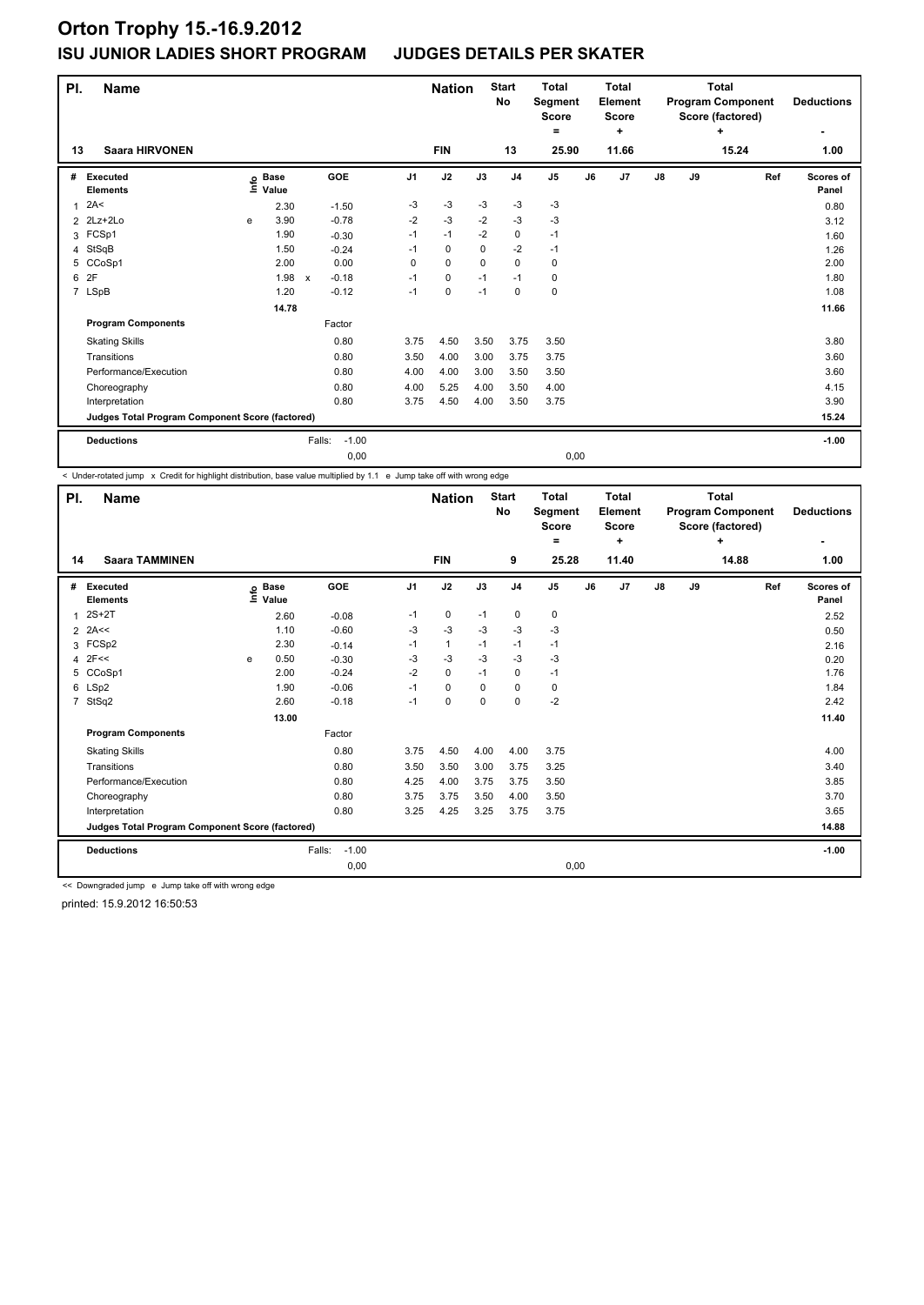# Orton Trophy 15.-16.9.2012

## ISU JUNIOR LADIES SHORT PROGRAM JUDGES DETAILS PER SKATER

| Pl. | Name | Nation | Start No | Total Segment Score = | Total Element Score + | Total Program Component Score (factored) + | Deductions - |
|---|---|---|---|---|---|---|---|
| 13 | Saara HIRVONEN | FIN | 13 | 25.90 | 11.66 | 15.24 | 1.00 |

| # | Executed Elements | Info | Base Value | | GOE | J1 | J2 | J3 | J4 | J5 | J6 | J7 | J8 | J9 | Ref | Scores of Panel |
|---|---|---|---|---|---|---|---|---|---|---|---|---|---|---|---|---|
| 1 | 2A< | | 2.30 | | -1.50 | -3 | -3 | -3 | -3 | -3 | | | | | | 0.80 |
| 2 | 2Lz+2Lo | e | 3.90 | | -0.78 | -2 | -3 | -2 | -3 | -3 | | | | | | 3.12 |
| 3 | FCSp1 | | 1.90 | | -0.30 | -1 | -1 | -2 | 0 | -1 | | | | | | 1.60 |
| 4 | StSqB | | 1.50 | | -0.24 | -1 | 0 | 0 | -2 | -1 | | | | | | 1.26 |
| 5 | CCoSp1 | | 2.00 | | 0.00 | 0 | 0 | 0 | 0 | 0 | | | | | | 2.00 |
| 6 | 2F | | 1.98 | x | -0.18 | -1 | 0 | -1 | -1 | 0 | | | | | | 1.80 |
| 7 | LSpB | | 1.20 | | -0.12 | -1 | 0 | -1 | 0 | 0 | | | | | | 1.08 |
| | | | 14.78 | | | | | | | | | | | | | 11.66 |
| | **Program Components** | | | | Factor | | | | | | | | | | | |
| | Skating Skills | | | | 0.80 | 3.75 | 4.50 | 3.50 | 3.75 | 3.50 | | | | | | 3.80 |
| | Transitions | | | | 0.80 | 3.50 | 4.00 | 3.00 | 3.75 | 3.75 | | | | | | 3.60 |
| | Performance/Execution | | | | 0.80 | 4.00 | 4.00 | 3.00 | 3.50 | 3.50 | | | | | | 3.60 |
| | Choreography | | | | 0.80 | 4.00 | 5.25 | 4.00 | 3.50 | 4.00 | | | | | | 4.15 |
| | Interpretation | | | | 0.80 | 3.75 | 4.50 | 4.00 | 3.50 | 3.75 | | | | | | 3.90 |
| | **Judges Total Program Component Score (factored)** | | | | | | | | | | | | | | | 15.24 |
| | **Deductions** | | | Falls: | -1.00 | | | | | | | | | | | -1.00 |
| | | | | | 0,00 | | | | | 0,00 | | | | | | |

< Under-rotated jump x Credit for highlight distribution, base value multiplied by 1.1 e Jump take off with wrong edge

| Pl. | Name | Nation | Start No | Total Segment Score = | Total Element Score + | Total Program Component Score (factored) + | Deductions - |
|---|---|---|---|---|---|---|---|
| 14 | Saara TAMMINEN | FIN | 9 | 25.28 | 11.40 | 14.88 | 1.00 |

| # | Executed Elements | Info | Base Value | | GOE | J1 | J2 | J3 | J4 | J5 | J6 | J7 | J8 | J9 | Ref | Scores of Panel |
|---|---|---|---|---|---|---|---|---|---|---|---|---|---|---|---|---|
| 1 | 2S+2T | | 2.60 | | -0.08 | -1 | 0 | -1 | 0 | 0 | | | | | | 2.52 |
| 2 | 2A<< | | 1.10 | | -0.60 | -3 | -3 | -3 | -3 | -3 | | | | | | 0.50 |
| 3 | FCSp2 | | 2.30 | | -0.14 | -1 | 1 | -1 | -1 | -1 | | | | | | 2.16 |
| 4 | 2F<< | e | 0.50 | | -0.30 | -3 | -3 | -3 | -3 | -3 | | | | | | 0.20 |
| 5 | CCoSp1 | | 2.00 | | -0.24 | -2 | 0 | -1 | 0 | -1 | | | | | | 1.76 |
| 6 | LSp2 | | 1.90 | | -0.06 | -1 | 0 | 0 | 0 | 0 | | | | | | 1.84 |
| 7 | StSq2 | | 2.60 | | -0.18 | -1 | 0 | 0 | 0 | -2 | | | | | | 2.42 |
| | | | 13.00 | | | | | | | | | | | | | 11.40 |
| | **Program Components** | | | | Factor | | | | | | | | | | | |
| | Skating Skills | | | | 0.80 | 3.75 | 4.50 | 4.00 | 4.00 | 3.75 | | | | | | 4.00 |
| | Transitions | | | | 0.80 | 3.50 | 3.50 | 3.00 | 3.75 | 3.25 | | | | | | 3.40 |
| | Performance/Execution | | | | 0.80 | 4.25 | 4.00 | 3.75 | 3.75 | 3.50 | | | | | | 3.85 |
| | Choreography | | | | 0.80 | 3.75 | 3.75 | 3.50 | 4.00 | 3.50 | | | | | | 3.70 |
| | Interpretation | | | | 0.80 | 3.25 | 4.25 | 3.25 | 3.75 | 3.75 | | | | | | 3.65 |
| | **Judges Total Program Component Score (factored)** | | | | | | | | | | | | | | | 14.88 |
| | **Deductions** | | | Falls: | -1.00 | | | | | | | | | | | -1.00 |
| | | | | | 0,00 | | | | | 0,00 | | | | | | |

<< Downgraded jump e Jump take off with wrong edge

printed: 15.9.2012 16:50:53